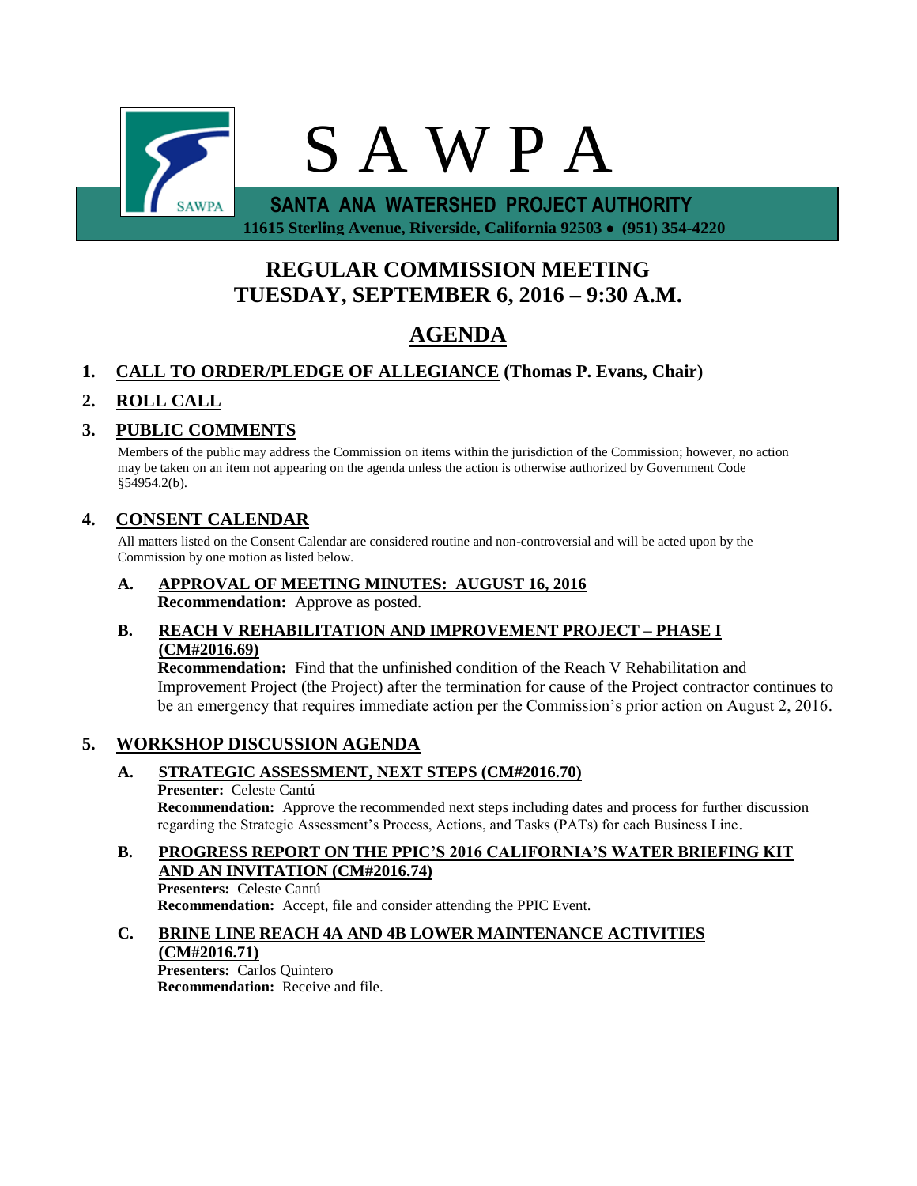# S A W P A

**SANTA ANA WATERSHED PROJECT AUTHORITY**

**11615 Sterling Avenue, Riverside, California 92503 • (951) 354-4220**

## REGULAR COMMISSION MEETING
## TUESDAY, SEPTEMBER 6, 2016 – 9:30 A.M.

## AGENDA

1. **CALL TO ORDER/PLEDGE OF ALLEGIANCE (Thomas P. Evans, Chair)**

2. **ROLL CALL**

3. **PUBLIC COMMENTS**

   Members of the public may address the Commission on items within the jurisdiction of the Commission; however, no action may be taken on an item not appearing on the agenda unless the action is otherwise authorized by Government Code §54954.2(b).

4. **CONSENT CALENDAR**

   All matters listed on the Consent Calendar are considered routine and non-controversial and will be acted upon by the Commission by one motion as listed below.

   **A. APPROVAL OF MEETING MINUTES: AUGUST 16, 2016**
   **Recommendation:** Approve as posted.

   **B. REACH V REHABILITATION AND IMPROVEMENT PROJECT – PHASE I (CM#2016.69)**
   **Recommendation:** Find that the unfinished condition of the Reach V Rehabilitation and Improvement Project (the Project) after the termination for cause of the Project contractor continues to be an emergency that requires immediate action per the Commission's prior action on August 2, 2016.

5. **WORKSHOP DISCUSSION AGENDA**

   **A. STRATEGIC ASSESSMENT, NEXT STEPS (CM#2016.70)**
   **Presenter:** Celeste Cantú
   **Recommendation:** Approve the recommended next steps including dates and process for further discussion regarding the Strategic Assessment's Process, Actions, and Tasks (PATs) for each Business Line.

   **B. PROGRESS REPORT ON THE PPIC'S 2016 CALIFORNIA'S WATER BRIEFING KIT AND AN INVITATION (CM#2016.74)**
   **Presenters:** Celeste Cantú
   **Recommendation:** Accept, file and consider attending the PPIC Event.

   **C. BRINE LINE REACH 4A AND 4B LOWER MAINTENANCE ACTIVITIES (CM#2016.71)**
   **Presenters:** Carlos Quintero
   **Recommendation:** Receive and file.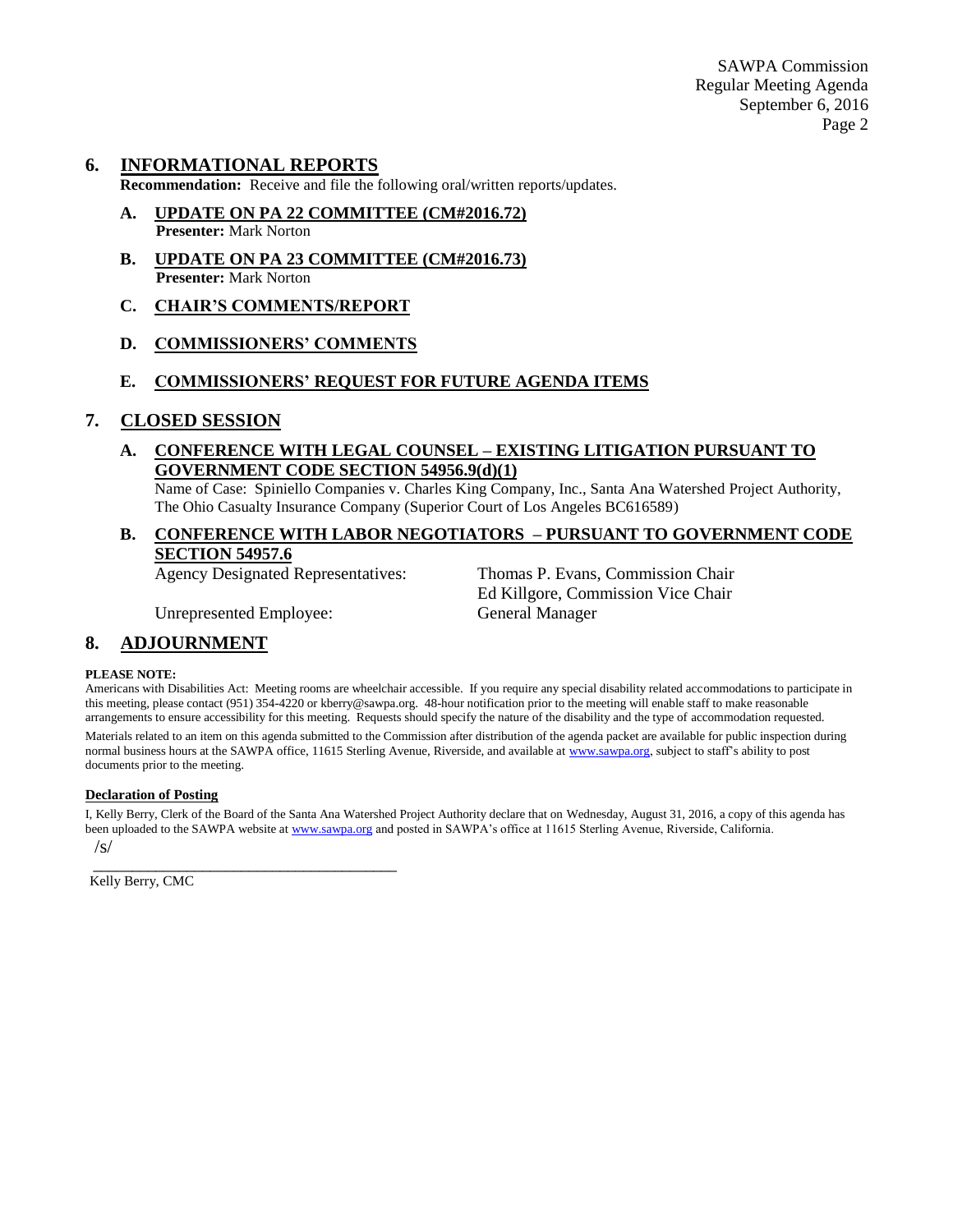## 6. INFORMATIONAL REPORTS

**Recommendation:** Receive and file the following oral/written reports/updates.

**A. UPDATE ON PA 22 COMMITTEE (CM#2016.72)**
**Presenter:** Mark Norton

**B. UPDATE ON PA 23 COMMITTEE (CM#2016.73)**
**Presenter:** Mark Norton

**C. CHAIR'S COMMENTS/REPORT**

**D. COMMISSIONERS' COMMENTS**

**E. COMMISSIONERS' REQUEST FOR FUTURE AGENDA ITEMS**

## 7. CLOSED SESSION

**A. CONFERENCE WITH LEGAL COUNSEL – EXISTING LITIGATION PURSUANT TO GOVERNMENT CODE SECTION 54956.9(d)(1)**

Name of Case: Spiniello Companies v. Charles King Company, Inc., Santa Ana Watershed Project Authority, The Ohio Casualty Insurance Company (Superior Court of Los Angeles BC616589)

**B. CONFERENCE WITH LABOR NEGOTIATORS – PURSUANT TO GOVERNMENT CODE SECTION 54957.6**

Agency Designated Representatives: Thomas P. Evans, Commission Chair
Ed Killgore, Commission Vice Chair

Unrepresented Employee: General Manager

## 8. ADJOURNMENT

**PLEASE NOTE:**

Americans with Disabilities Act: Meeting rooms are wheelchair accessible. If you require any special disability related accommodations to participate in this meeting, please contact (951) 354-4220 or kberry@sawpa.org. 48-hour notification prior to the meeting will enable staff to make reasonable arrangements to ensure accessibility for this meeting. Requests should specify the nature of the disability and the type of accommodation requested.

Materials related to an item on this agenda submitted to the Commission after distribution of the agenda packet are available for public inspection during normal business hours at the SAWPA office, 11615 Sterling Avenue, Riverside, and available at www.sawpa.org, subject to staff's ability to post documents prior to the meeting.

**Declaration of Posting**

I, Kelly Berry, Clerk of the Board of the Santa Ana Watershed Project Authority declare that on Wednesday, August 31, 2016, a copy of this agenda has been uploaded to the SAWPA website at www.sawpa.org and posted in SAWPA's office at 11615 Sterling Avenue, Riverside, California.

/s/

_________________________________________

Kelly Berry, CMC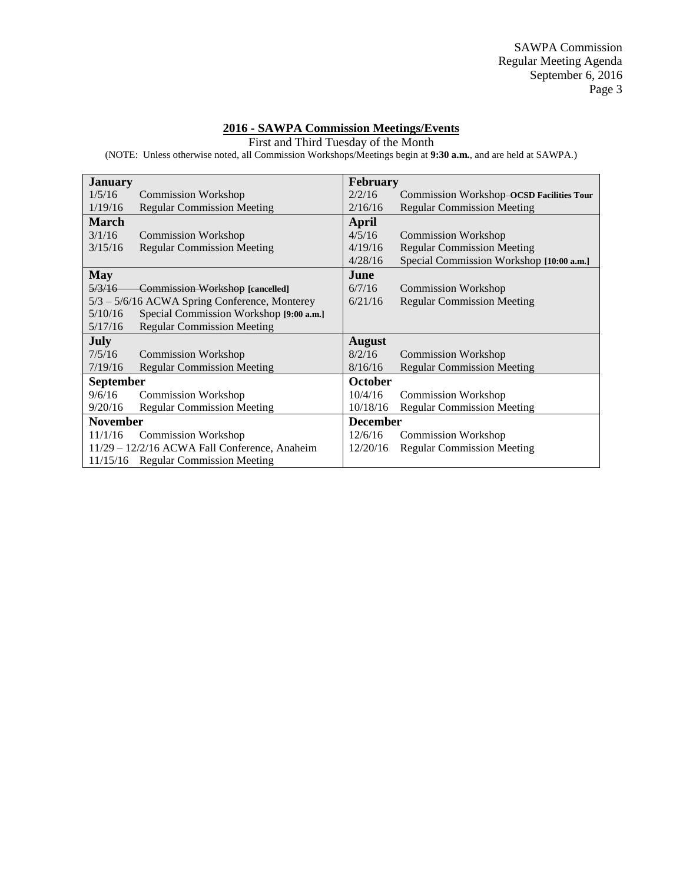## 2016 - SAWPA Commission Meetings/Events

First and Third Tuesday of the Month

(NOTE: Unless otherwise noted, all Commission Workshops/Meetings begin at **9:30 a.m.**, and are held at SAWPA.)

| | |
|---|---|
| **January** | **February** |
| 1/5/16 Commission Workshop | 2/2/16 Commission Workshop–**OCSD Facilities Tour** |
| 1/19/16 Regular Commission Meeting | 2/16/16 Regular Commission Meeting |
| **March** | **April** |
| 3/1/16 Commission Workshop | 4/5/16 Commission Workshop |
| 3/15/16 Regular Commission Meeting | 4/19/16 Regular Commission Meeting |
| | 4/28/16 Special Commission Workshop **[10:00 a.m.]** |
| **May** | **June** |
| ~~5/3/16 Commission Workshop~~ **[cancelled]** | 6/7/16 Commission Workshop |
| 5/3 – 5/6/16 ACWA Spring Conference, Monterey | 6/21/16 Regular Commission Meeting |
| 5/10/16 Special Commission Workshop **[9:00 a.m.]** | |
| 5/17/16 Regular Commission Meeting | |
| **July** | **August** |
| 7/5/16 Commission Workshop | 8/2/16 Commission Workshop |
| 7/19/16 Regular Commission Meeting | 8/16/16 Regular Commission Meeting |
| **September** | **October** |
| 9/6/16 Commission Workshop | 10/4/16 Commission Workshop |
| 9/20/16 Regular Commission Meeting | 10/18/16 Regular Commission Meeting |
| **November** | **December** |
| 11/1/16 Commission Workshop | 12/6/16 Commission Workshop |
| 11/29 – 12/2/16 ACWA Fall Conference, Anaheim | 12/20/16 Regular Commission Meeting |
| 11/15/16 Regular Commission Meeting | |